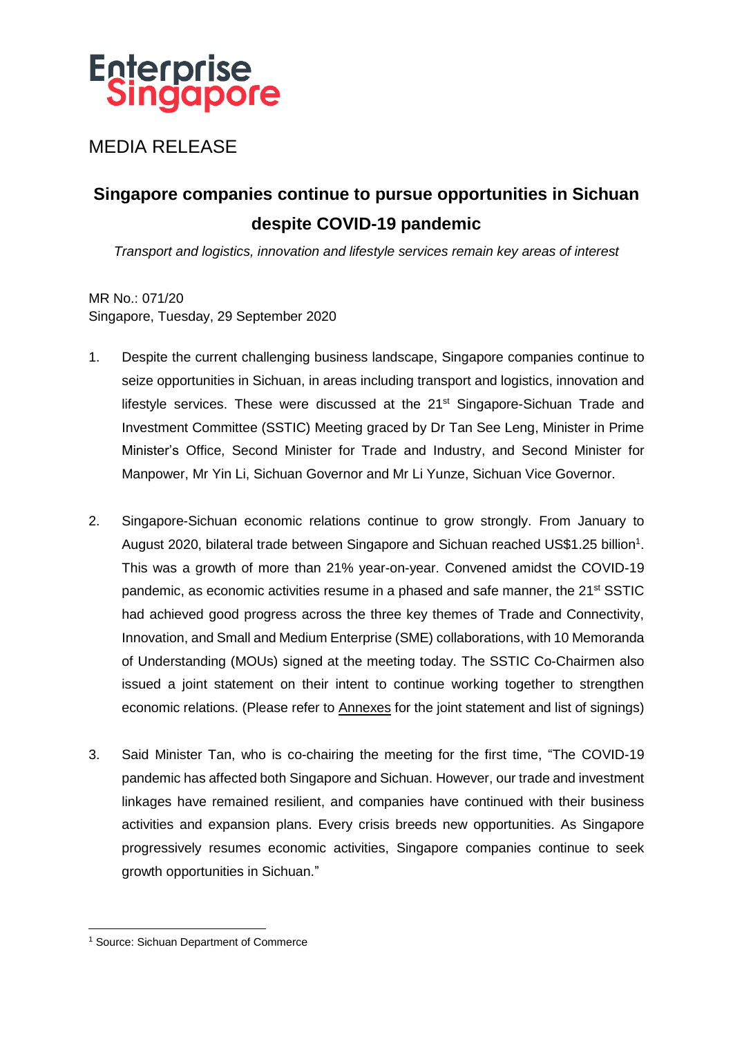Enterprise Singapore

MEDIA RELEASE

# Singapore companies continue to pursue opportunities in Sichuan despite COVID-19 pandemic

*Transport and logistics, innovation and lifestyle services remain key areas of interest*

MR No.: 071/20
Singapore, Tuesday, 29 September 2020

1. Despite the current challenging business landscape, Singapore companies continue to seize opportunities in Sichuan, in areas including transport and logistics, innovation and lifestyle services. These were discussed at the 21st Singapore-Sichuan Trade and Investment Committee (SSTIC) Meeting graced by Dr Tan See Leng, Minister in Prime Minister's Office, Second Minister for Trade and Industry, and Second Minister for Manpower, Mr Yin Li, Sichuan Governor and Mr Li Yunze, Sichuan Vice Governor.

2. Singapore-Sichuan economic relations continue to grow strongly. From January to August 2020, bilateral trade between Singapore and Sichuan reached US$1.25 billion[1]. This was a growth of more than 21% year-on-year. Convened amidst the COVID-19 pandemic, as economic activities resume in a phased and safe manner, the 21st SSTIC had achieved good progress across the three key themes of Trade and Connectivity, Innovation, and Small and Medium Enterprise (SME) collaborations, with 10 Memoranda of Understanding (MOUs) signed at the meeting today. The SSTIC Co-Chairmen also issued a joint statement on their intent to continue working together to strengthen economic relations. (Please refer to Annexes for the joint statement and list of signings)

3. Said Minister Tan, who is co-chairing the meeting for the first time, "The COVID-19 pandemic has affected both Singapore and Sichuan. However, our trade and investment linkages have remained resilient, and companies have continued with their business activities and expansion plans. Every crisis breeds new opportunities. As Singapore progressively resumes economic activities, Singapore companies continue to seek growth opportunities in Sichuan."

---

[1] Source: Sichuan Department of Commerce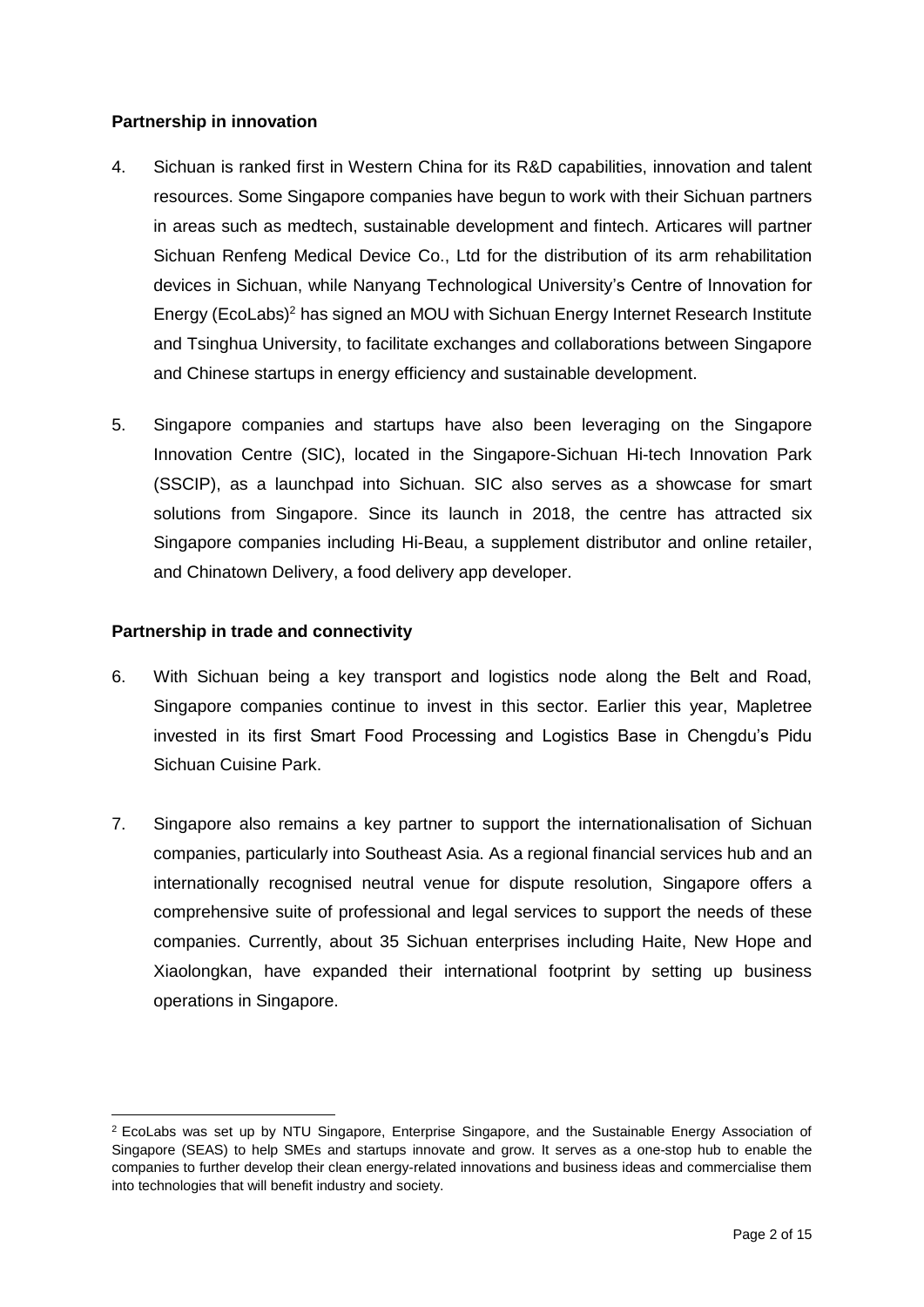**Partnership in innovation**

4. Sichuan is ranked first in Western China for its R&D capabilities, innovation and talent resources. Some Singapore companies have begun to work with their Sichuan partners in areas such as medtech, sustainable development and fintech. Articares will partner Sichuan Renfeng Medical Device Co., Ltd for the distribution of its arm rehabilitation devices in Sichuan, while Nanyang Technological University's Centre of Innovation for Energy (EcoLabs)[2] has signed an MOU with Sichuan Energy Internet Research Institute and Tsinghua University, to facilitate exchanges and collaborations between Singapore and Chinese startups in energy efficiency and sustainable development.

5. Singapore companies and startups have also been leveraging on the Singapore Innovation Centre (SIC), located in the Singapore-Sichuan Hi-tech Innovation Park (SSCIP), as a launchpad into Sichuan. SIC also serves as a showcase for smart solutions from Singapore. Since its launch in 2018, the centre has attracted six Singapore companies including Hi-Beau, a supplement distributor and online retailer, and Chinatown Delivery, a food delivery app developer.

**Partnership in trade and connectivity**

6. With Sichuan being a key transport and logistics node along the Belt and Road, Singapore companies continue to invest in this sector. Earlier this year, Mapletree invested in its first Smart Food Processing and Logistics Base in Chengdu's Pidu Sichuan Cuisine Park.

7. Singapore also remains a key partner to support the internationalisation of Sichuan companies, particularly into Southeast Asia. As a regional financial services hub and an internationally recognised neutral venue for dispute resolution, Singapore offers a comprehensive suite of professional and legal services to support the needs of these companies. Currently, about 35 Sichuan enterprises including Haite, New Hope and Xiaolongkan, have expanded their international footprint by setting up business operations in Singapore.

---

[2] EcoLabs was set up by NTU Singapore, Enterprise Singapore, and the Sustainable Energy Association of Singapore (SEAS) to help SMEs and startups innovate and grow. It serves as a one-stop hub to enable the companies to further develop their clean energy-related innovations and business ideas and commercialise them into technologies that will benefit industry and society.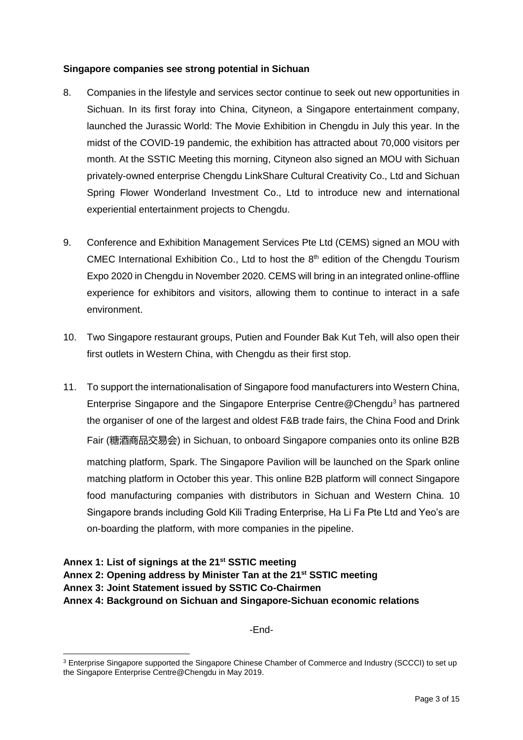**Singapore companies see strong potential in Sichuan**

8. Companies in the lifestyle and services sector continue to seek out new opportunities in Sichuan. In its first foray into China, Cityneon, a Singapore entertainment company, launched the Jurassic World: The Movie Exhibition in Chengdu in July this year. In the midst of the COVID-19 pandemic, the exhibition has attracted about 70,000 visitors per month. At the SSTIC Meeting this morning, Cityneon also signed an MOU with Sichuan privately-owned enterprise Chengdu LinkShare Cultural Creativity Co., Ltd and Sichuan Spring Flower Wonderland Investment Co., Ltd to introduce new and international experiential entertainment projects to Chengdu.

9. Conference and Exhibition Management Services Pte Ltd (CEMS) signed an MOU with CMEC International Exhibition Co., Ltd to host the 8th edition of the Chengdu Tourism Expo 2020 in Chengdu in November 2020. CEMS will bring in an integrated online-offline experience for exhibitors and visitors, allowing them to continue to interact in a safe environment.

10. Two Singapore restaurant groups, Putien and Founder Bak Kut Teh, will also open their first outlets in Western China, with Chengdu as their first stop.

11. To support the internationalisation of Singapore food manufacturers into Western China, Enterprise Singapore and the Singapore Enterprise Centre@Chengdu[3] has partnered the organiser of one of the largest and oldest F&B trade fairs, the China Food and Drink Fair (糖酒商品交易会) in Sichuan, to onboard Singapore companies onto its online B2B matching platform, Spark. The Singapore Pavilion will be launched on the Spark online matching platform in October this year. This online B2B platform will connect Singapore food manufacturing companies with distributors in Sichuan and Western China. 10 Singapore brands including Gold Kili Trading Enterprise, Ha Li Fa Pte Ltd and Yeo's are on-boarding the platform, with more companies in the pipeline.

**Annex 1: List of signings at the 21st SSTIC meeting**
**Annex 2: Opening address by Minister Tan at the 21st SSTIC meeting**
**Annex 3: Joint Statement issued by SSTIC Co-Chairmen**
**Annex 4: Background on Sichuan and Singapore-Sichuan economic relations**

-End-

[3] Enterprise Singapore supported the Singapore Chinese Chamber of Commerce and Industry (SCCCI) to set up the Singapore Enterprise Centre@Chengdu in May 2019.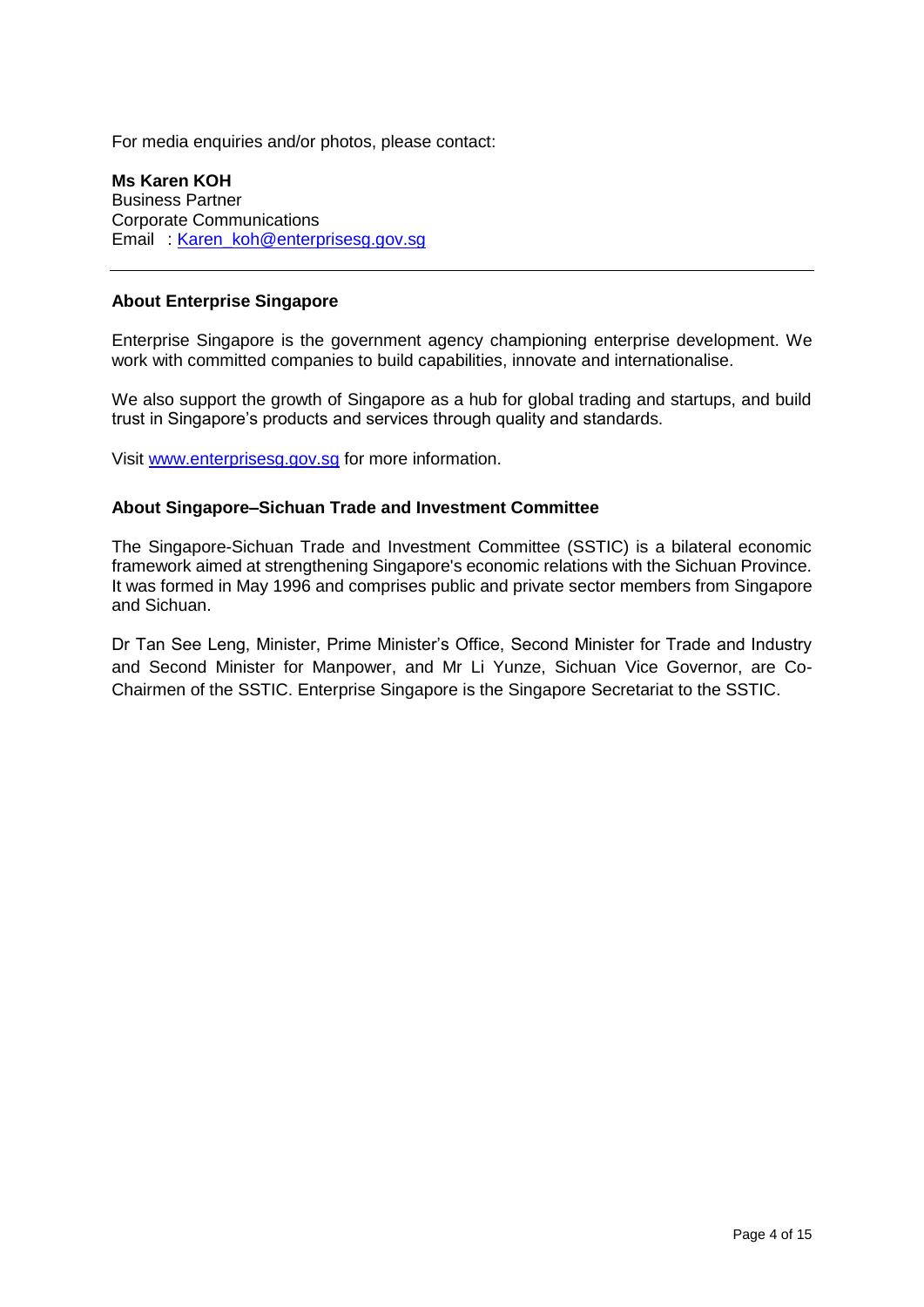For media enquiries and/or photos, please contact:

**Ms Karen KOH**
Business Partner
Corporate Communications
Email : Karen_koh@enterprisesg.gov.sg

---

**About Enterprise Singapore**

Enterprise Singapore is the government agency championing enterprise development. We work with committed companies to build capabilities, innovate and internationalise.

We also support the growth of Singapore as a hub for global trading and startups, and build trust in Singapore's products and services through quality and standards.

Visit www.enterprisesg.gov.sg for more information.

**About Singapore–Sichuan Trade and Investment Committee**

The Singapore-Sichuan Trade and Investment Committee (SSTIC) is a bilateral economic framework aimed at strengthening Singapore's economic relations with the Sichuan Province. It was formed in May 1996 and comprises public and private sector members from Singapore and Sichuan.

Dr Tan See Leng, Minister, Prime Minister's Office, Second Minister for Trade and Industry and Second Minister for Manpower, and Mr Li Yunze, Sichuan Vice Governor, are Co-Chairmen of the SSTIC. Enterprise Singapore is the Singapore Secretariat to the SSTIC.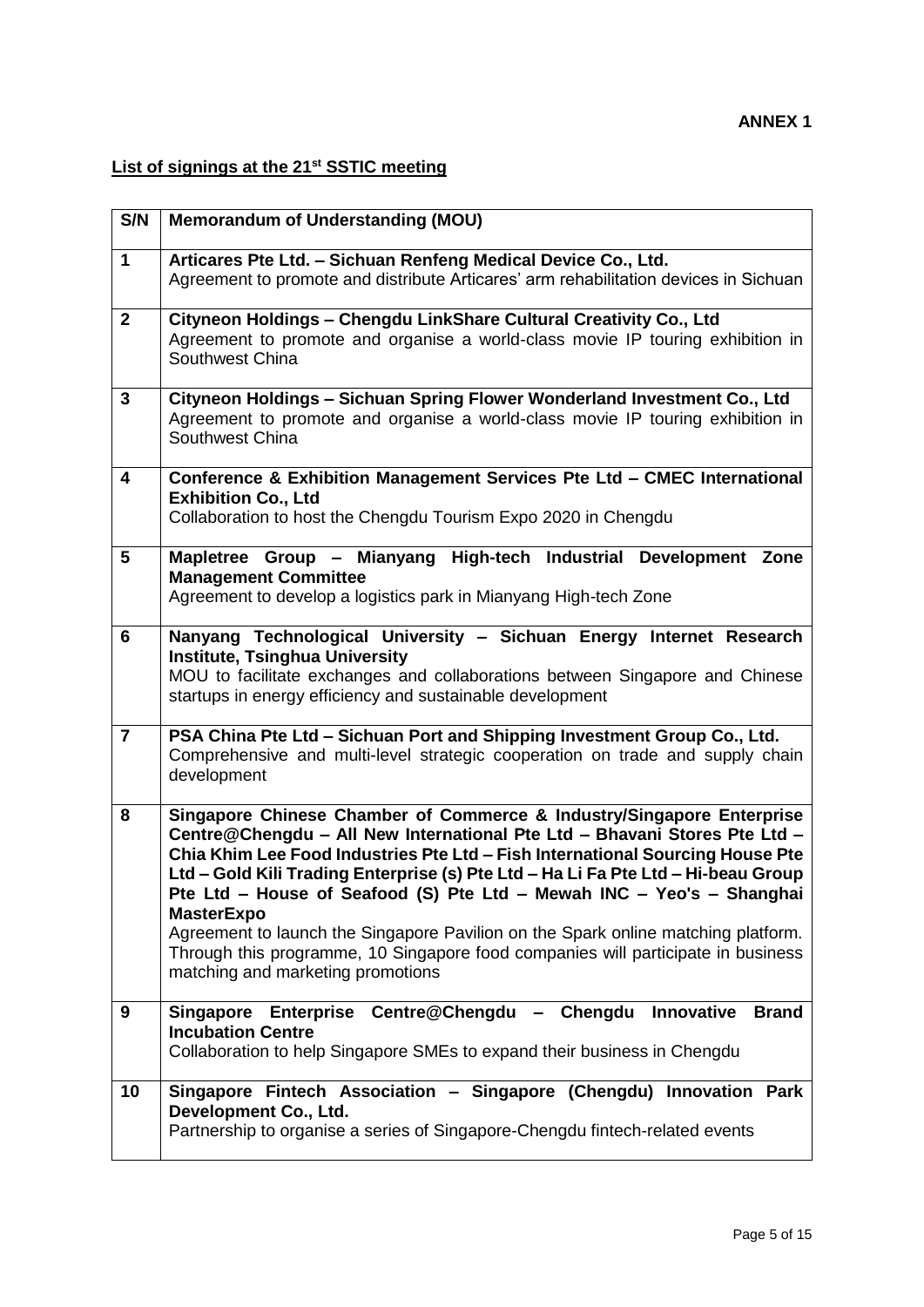**ANNEX 1**

**List of signings at the 21st SSTIC meeting**

| S/N | Memorandum of Understanding (MOU) |
|---|---|
| **1** | **Articares Pte Ltd. – Sichuan Renfeng Medical Device Co., Ltd.**<br>Agreement to promote and distribute Articares' arm rehabilitation devices in Sichuan |
| **2** | **Cityneon Holdings – Chengdu LinkShare Cultural Creativity Co., Ltd**<br>Agreement to promote and organise a world-class movie IP touring exhibition in Southwest China |
| **3** | **Cityneon Holdings – Sichuan Spring Flower Wonderland Investment Co., Ltd**<br>Agreement to promote and organise a world-class movie IP touring exhibition in Southwest China |
| **4** | **Conference & Exhibition Management Services Pte Ltd – CMEC International Exhibition Co., Ltd**<br>Collaboration to host the Chengdu Tourism Expo 2020 in Chengdu |
| **5** | **Mapletree Group – Mianyang High-tech Industrial Development Zone Management Committee**<br>Agreement to develop a logistics park in Mianyang High-tech Zone |
| **6** | **Nanyang Technological University – Sichuan Energy Internet Research Institute, Tsinghua University**<br>MOU to facilitate exchanges and collaborations between Singapore and Chinese startups in energy efficiency and sustainable development |
| **7** | **PSA China Pte Ltd – Sichuan Port and Shipping Investment Group Co., Ltd.**<br>Comprehensive and multi-level strategic cooperation on trade and supply chain development |
| **8** | **Singapore Chinese Chamber of Commerce & Industry/Singapore Enterprise Centre@Chengdu – All New International Pte Ltd – Bhavani Stores Pte Ltd – Chia Khim Lee Food Industries Pte Ltd – Fish International Sourcing House Pte Ltd – Gold Kili Trading Enterprise (s) Pte Ltd – Ha Li Fa Pte Ltd – Hi-beau Group Pte Ltd – House of Seafood (S) Pte Ltd – Mewah INC – Yeo's – Shanghai MasterExpo**<br>Agreement to launch the Singapore Pavilion on the Spark online matching platform. Through this programme, 10 Singapore food companies will participate in business matching and marketing promotions |
| **9** | **Singapore Enterprise Centre@Chengdu – Chengdu Innovative Brand Incubation Centre**<br>Collaboration to help Singapore SMEs to expand their business in Chengdu |
| **10** | **Singapore Fintech Association – Singapore (Chengdu) Innovation Park Development Co., Ltd.**<br>Partnership to organise a series of Singapore-Chengdu fintech-related events |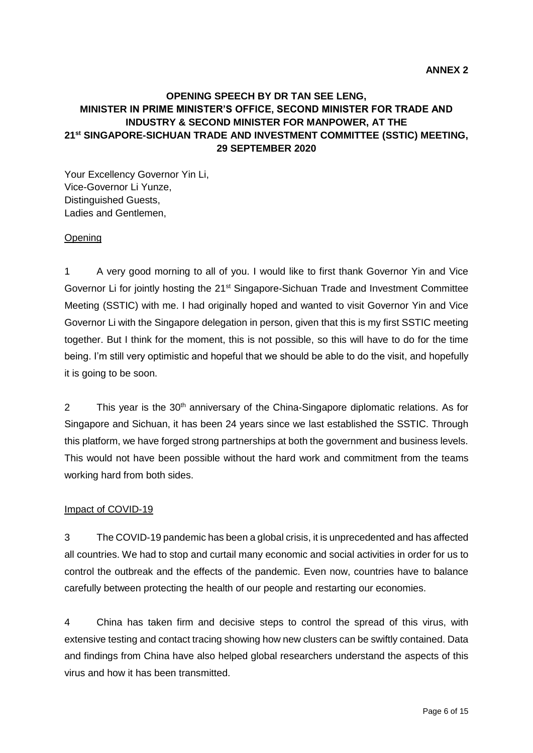**ANNEX 2**

# OPENING SPEECH BY DR TAN SEE LENG, MINISTER IN PRIME MINISTER'S OFFICE, SECOND MINISTER FOR TRADE AND INDUSTRY & SECOND MINISTER FOR MANPOWER, AT THE 21st SINGAPORE-SICHUAN TRADE AND INVESTMENT COMMITTEE (SSTIC) MEETING, 29 SEPTEMBER 2020

Your Excellency Governor Yin Li,
Vice-Governor Li Yunze,
Distinguished Guests,
Ladies and Gentlemen,

## Opening

1 A very good morning to all of you. I would like to first thank Governor Yin and Vice Governor Li for jointly hosting the 21st Singapore-Sichuan Trade and Investment Committee Meeting (SSTIC) with me. I had originally hoped and wanted to visit Governor Yin and Vice Governor Li with the Singapore delegation in person, given that this is my first SSTIC meeting together. But I think for the moment, this is not possible, so this will have to do for the time being. I'm still very optimistic and hopeful that we should be able to do the visit, and hopefully it is going to be soon.

2 This year is the 30th anniversary of the China-Singapore diplomatic relations. As for Singapore and Sichuan, it has been 24 years since we last established the SSTIC. Through this platform, we have forged strong partnerships at both the government and business levels. This would not have been possible without the hard work and commitment from the teams working hard from both sides.

## Impact of COVID-19

3 The COVID-19 pandemic has been a global crisis, it is unprecedented and has affected all countries. We had to stop and curtail many economic and social activities in order for us to control the outbreak and the effects of the pandemic. Even now, countries have to balance carefully between protecting the health of our people and restarting our economies.

4 China has taken firm and decisive steps to control the spread of this virus, with extensive testing and contact tracing showing how new clusters can be swiftly contained. Data and findings from China have also helped global researchers understand the aspects of this virus and how it has been transmitted.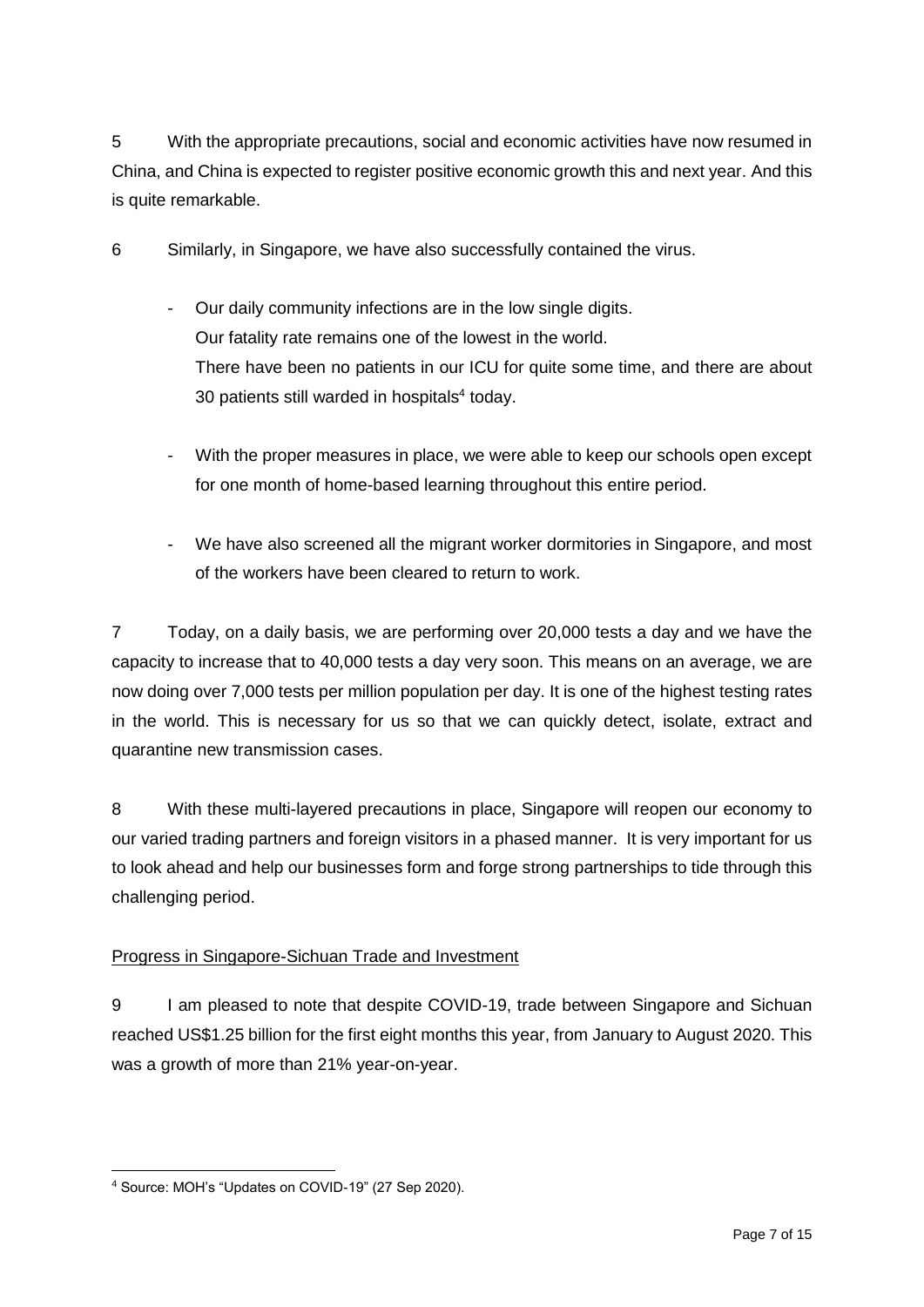5 With the appropriate precautions, social and economic activities have now resumed in China, and China is expected to register positive economic growth this and next year. And this is quite remarkable.

6 Similarly, in Singapore, we have also successfully contained the virus.

- Our daily community infections are in the low single digits.
  Our fatality rate remains one of the lowest in the world.
  There have been no patients in our ICU for quite some time, and there are about 30 patients still warded in hospitals[4] today.

- With the proper measures in place, we were able to keep our schools open except for one month of home-based learning throughout this entire period.

- We have also screened all the migrant worker dormitories in Singapore, and most of the workers have been cleared to return to work.

7 Today, on a daily basis, we are performing over 20,000 tests a day and we have the capacity to increase that to 40,000 tests a day very soon. This means on an average, we are now doing over 7,000 tests per million population per day. It is one of the highest testing rates in the world. This is necessary for us so that we can quickly detect, isolate, extract and quarantine new transmission cases.

8 With these multi-layered precautions in place, Singapore will reopen our economy to our varied trading partners and foreign visitors in a phased manner. It is very important for us to look ahead and help our businesses form and forge strong partnerships to tide through this challenging period.

<u>Progress in Singapore-Sichuan Trade and Investment</u>

9 I am pleased to note that despite COVID-19, trade between Singapore and Sichuan reached US$1.25 billion for the first eight months this year, from January to August 2020. This was a growth of more than 21% year-on-year.

---

[4] Source: MOH's "Updates on COVID-19" (27 Sep 2020).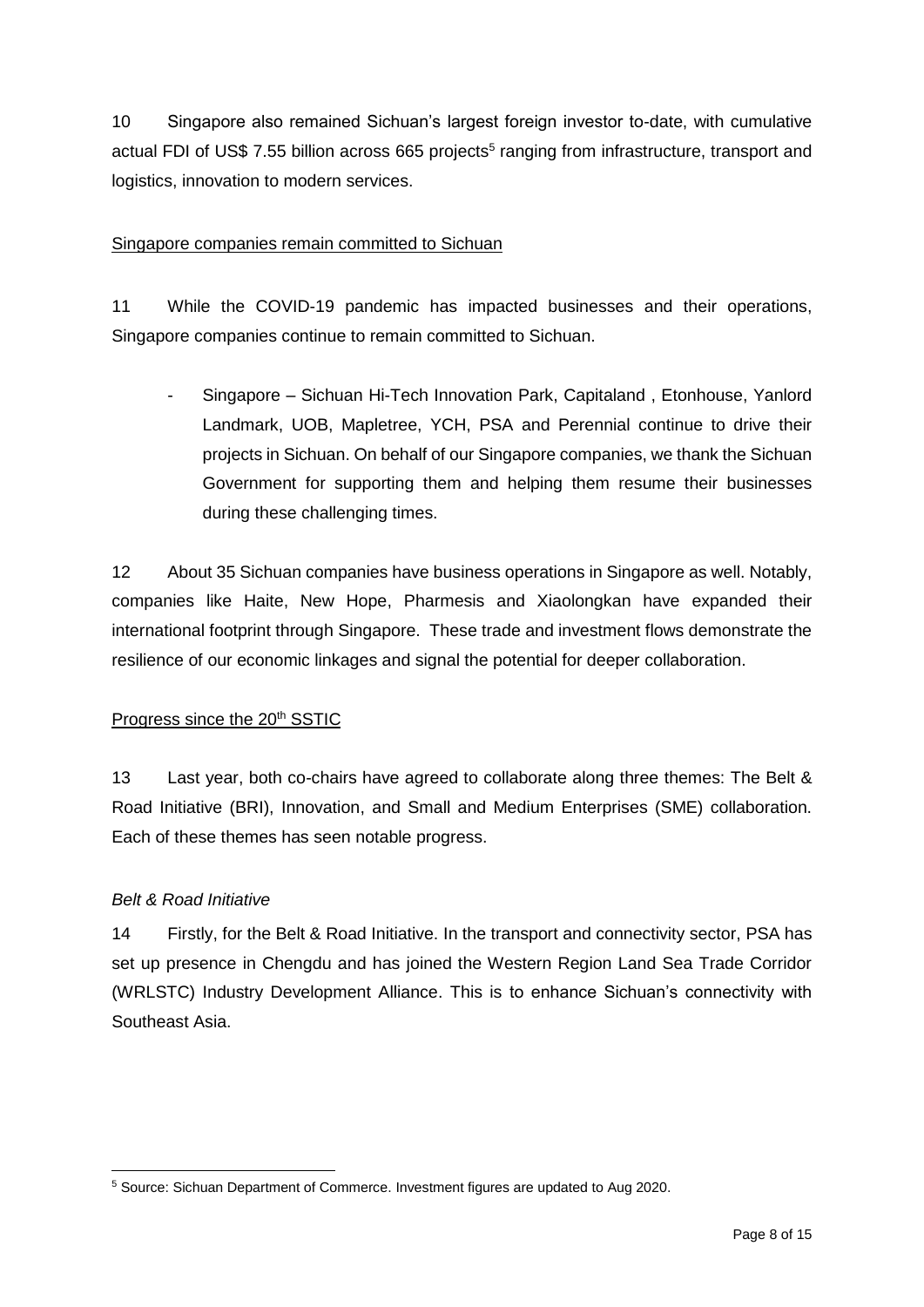10 Singapore also remained Sichuan's largest foreign investor to-date, with cumulative actual FDI of US$ 7.55 billion across 665 projects[5] ranging from infrastructure, transport and logistics, innovation to modern services.

<u>Singapore companies remain committed to Sichuan</u>

11 While the COVID-19 pandemic has impacted businesses and their operations, Singapore companies continue to remain committed to Sichuan.

- Singapore – Sichuan Hi-Tech Innovation Park, Capitaland , Etonhouse, Yanlord Landmark, UOB, Mapletree, YCH, PSA and Perennial continue to drive their projects in Sichuan. On behalf of our Singapore companies, we thank the Sichuan Government for supporting them and helping them resume their businesses during these challenging times.

12 About 35 Sichuan companies have business operations in Singapore as well. Notably, companies like Haite, New Hope, Pharmesis and Xiaolongkan have expanded their international footprint through Singapore. These trade and investment flows demonstrate the resilience of our economic linkages and signal the potential for deeper collaboration.

<u>Progress since the 20th SSTIC</u>

13 Last year, both co-chairs have agreed to collaborate along three themes: The Belt & Road Initiative (BRI), Innovation, and Small and Medium Enterprises (SME) collaboration. Each of these themes has seen notable progress.

*Belt & Road Initiative*

14 Firstly, for the Belt & Road Initiative. In the transport and connectivity sector, PSA has set up presence in Chengdu and has joined the Western Region Land Sea Trade Corridor (WRLSTC) Industry Development Alliance. This is to enhance Sichuan's connectivity with Southeast Asia.

---

[5] Source: Sichuan Department of Commerce. Investment figures are updated to Aug 2020.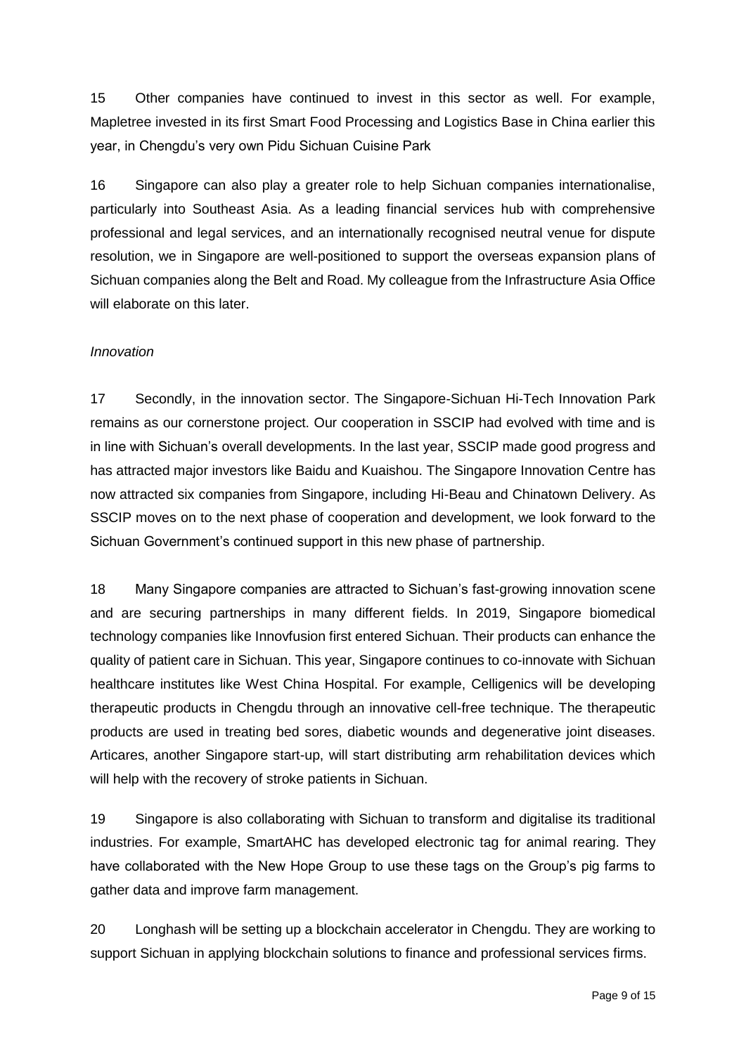15 Other companies have continued to invest in this sector as well. For example, Mapletree invested in its first Smart Food Processing and Logistics Base in China earlier this year, in Chengdu's very own Pidu Sichuan Cuisine Park

16 Singapore can also play a greater role to help Sichuan companies internationalise, particularly into Southeast Asia. As a leading financial services hub with comprehensive professional and legal services, and an internationally recognised neutral venue for dispute resolution, we in Singapore are well-positioned to support the overseas expansion plans of Sichuan companies along the Belt and Road. My colleague from the Infrastructure Asia Office will elaborate on this later.

*Innovation*

17 Secondly, in the innovation sector. The Singapore-Sichuan Hi-Tech Innovation Park remains as our cornerstone project. Our cooperation in SSCIP had evolved with time and is in line with Sichuan's overall developments. In the last year, SSCIP made good progress and has attracted major investors like Baidu and Kuaishou. The Singapore Innovation Centre has now attracted six companies from Singapore, including Hi-Beau and Chinatown Delivery. As SSCIP moves on to the next phase of cooperation and development, we look forward to the Sichuan Government's continued support in this new phase of partnership.

18 Many Singapore companies are attracted to Sichuan's fast-growing innovation scene and are securing partnerships in many different fields. In 2019, Singapore biomedical technology companies like Innovfusion first entered Sichuan. Their products can enhance the quality of patient care in Sichuan. This year, Singapore continues to co-innovate with Sichuan healthcare institutes like West China Hospital. For example, Celligenics will be developing therapeutic products in Chengdu through an innovative cell-free technique. The therapeutic products are used in treating bed sores, diabetic wounds and degenerative joint diseases. Articares, another Singapore start-up, will start distributing arm rehabilitation devices which will help with the recovery of stroke patients in Sichuan.

19 Singapore is also collaborating with Sichuan to transform and digitalise its traditional industries. For example, SmartAHC has developed electronic tag for animal rearing. They have collaborated with the New Hope Group to use these tags on the Group's pig farms to gather data and improve farm management.

20 Longhash will be setting up a blockchain accelerator in Chengdu. They are working to support Sichuan in applying blockchain solutions to finance and professional services firms.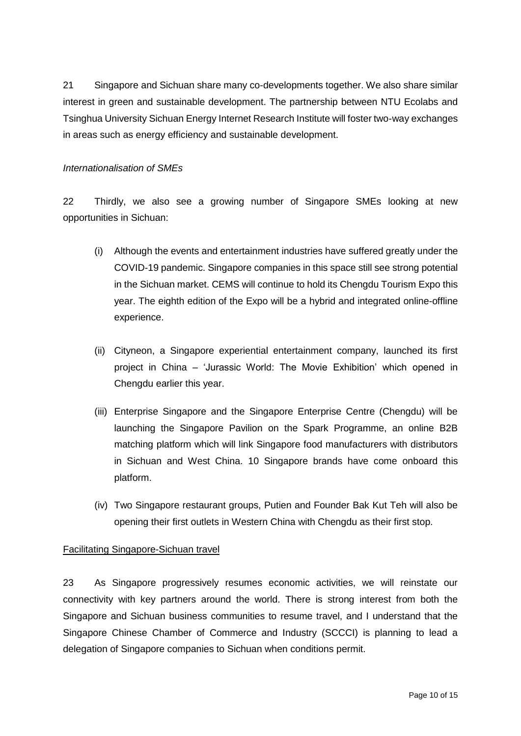21 Singapore and Sichuan share many co-developments together. We also share similar interest in green and sustainable development. The partnership between NTU Ecolabs and Tsinghua University Sichuan Energy Internet Research Institute will foster two-way exchanges in areas such as energy efficiency and sustainable development.

*Internationalisation of SMEs*

22 Thirdly, we also see a growing number of Singapore SMEs looking at new opportunities in Sichuan:

(i) Although the events and entertainment industries have suffered greatly under the COVID-19 pandemic. Singapore companies in this space still see strong potential in the Sichuan market. CEMS will continue to hold its Chengdu Tourism Expo this year. The eighth edition of the Expo will be a hybrid and integrated online-offline experience.

(ii) Cityneon, a Singapore experiential entertainment company, launched its first project in China – 'Jurassic World: The Movie Exhibition' which opened in Chengdu earlier this year.

(iii) Enterprise Singapore and the Singapore Enterprise Centre (Chengdu) will be launching the Singapore Pavilion on the Spark Programme, an online B2B matching platform which will link Singapore food manufacturers with distributors in Sichuan and West China. 10 Singapore brands have come onboard this platform.

(iv) Two Singapore restaurant groups, Putien and Founder Bak Kut Teh will also be opening their first outlets in Western China with Chengdu as their first stop.

<u>Facilitating Singapore-Sichuan travel</u>

23 As Singapore progressively resumes economic activities, we will reinstate our connectivity with key partners around the world. There is strong interest from both the Singapore and Sichuan business communities to resume travel, and I understand that the Singapore Chinese Chamber of Commerce and Industry (SCCCI) is planning to lead a delegation of Singapore companies to Sichuan when conditions permit.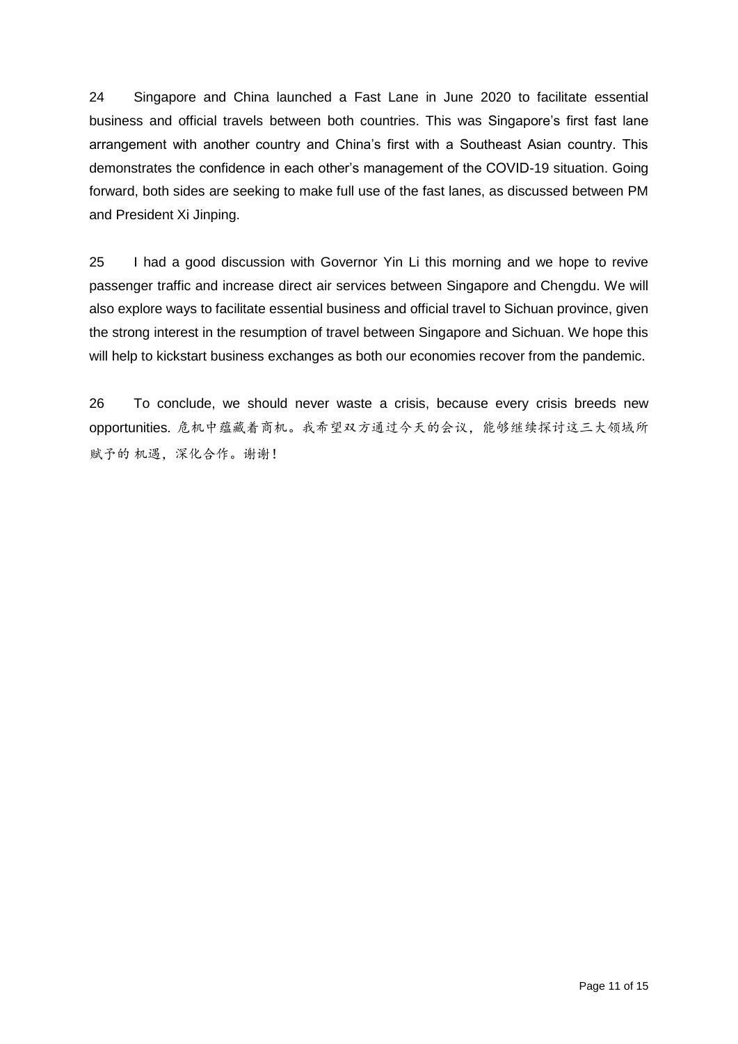24 Singapore and China launched a Fast Lane in June 2020 to facilitate essential business and official travels between both countries. This was Singapore's first fast lane arrangement with another country and China's first with a Southeast Asian country. This demonstrates the confidence in each other's management of the COVID-19 situation. Going forward, both sides are seeking to make full use of the fast lanes, as discussed between PM and President Xi Jinping.

25 I had a good discussion with Governor Yin Li this morning and we hope to revive passenger traffic and increase direct air services between Singapore and Chengdu. We will also explore ways to facilitate essential business and official travel to Sichuan province, given the strong interest in the resumption of travel between Singapore and Sichuan. We hope this will help to kickstart business exchanges as both our economies recover from the pandemic.

26 To conclude, we should never waste a crisis, because every crisis breeds new opportunities. 危机中蕴藏着商机。我希望双方通过今天的会议，能够继续探讨这三大领域所赋予的 机遇，深化合作。谢谢！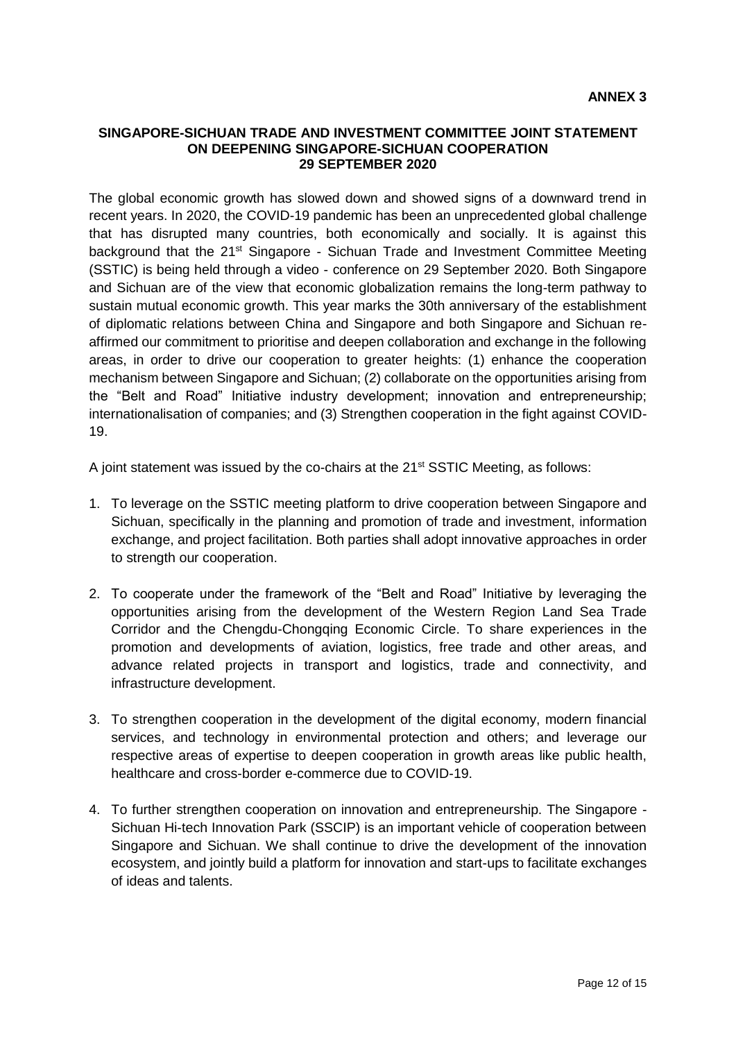**ANNEX 3**

## SINGAPORE-SICHUAN TRADE AND INVESTMENT COMMITTEE JOINT STATEMENT ON DEEPENING SINGAPORE-SICHUAN COOPERATION
## 29 SEPTEMBER 2020

The global economic growth has slowed down and showed signs of a downward trend in recent years. In 2020, the COVID-19 pandemic has been an unprecedented global challenge that has disrupted many countries, both economically and socially. It is against this background that the 21st Singapore - Sichuan Trade and Investment Committee Meeting (SSTIC) is being held through a video - conference on 29 September 2020. Both Singapore and Sichuan are of the view that economic globalization remains the long-term pathway to sustain mutual economic growth. This year marks the 30th anniversary of the establishment of diplomatic relations between China and Singapore and both Singapore and Sichuan re-affirmed our commitment to prioritise and deepen collaboration and exchange in the following areas, in order to drive our cooperation to greater heights: (1) enhance the cooperation mechanism between Singapore and Sichuan; (2) collaborate on the opportunities arising from the "Belt and Road" Initiative industry development; innovation and entrepreneurship; internationalisation of companies; and (3) Strengthen cooperation in the fight against COVID-19.

A joint statement was issued by the co-chairs at the 21st SSTIC Meeting, as follows:

1. To leverage on the SSTIC meeting platform to drive cooperation between Singapore and Sichuan, specifically in the planning and promotion of trade and investment, information exchange, and project facilitation. Both parties shall adopt innovative approaches in order to strength our cooperation.

2. To cooperate under the framework of the "Belt and Road" Initiative by leveraging the opportunities arising from the development of the Western Region Land Sea Trade Corridor and the Chengdu-Chongqing Economic Circle. To share experiences in the promotion and developments of aviation, logistics, free trade and other areas, and advance related projects in transport and logistics, trade and connectivity, and infrastructure development.

3. To strengthen cooperation in the development of the digital economy, modern financial services, and technology in environmental protection and others; and leverage our respective areas of expertise to deepen cooperation in growth areas like public health, healthcare and cross-border e-commerce due to COVID-19.

4. To further strengthen cooperation on innovation and entrepreneurship. The Singapore - Sichuan Hi-tech Innovation Park (SSCIP) is an important vehicle of cooperation between Singapore and Sichuan. We shall continue to drive the development of the innovation ecosystem, and jointly build a platform for innovation and start-ups to facilitate exchanges of ideas and talents.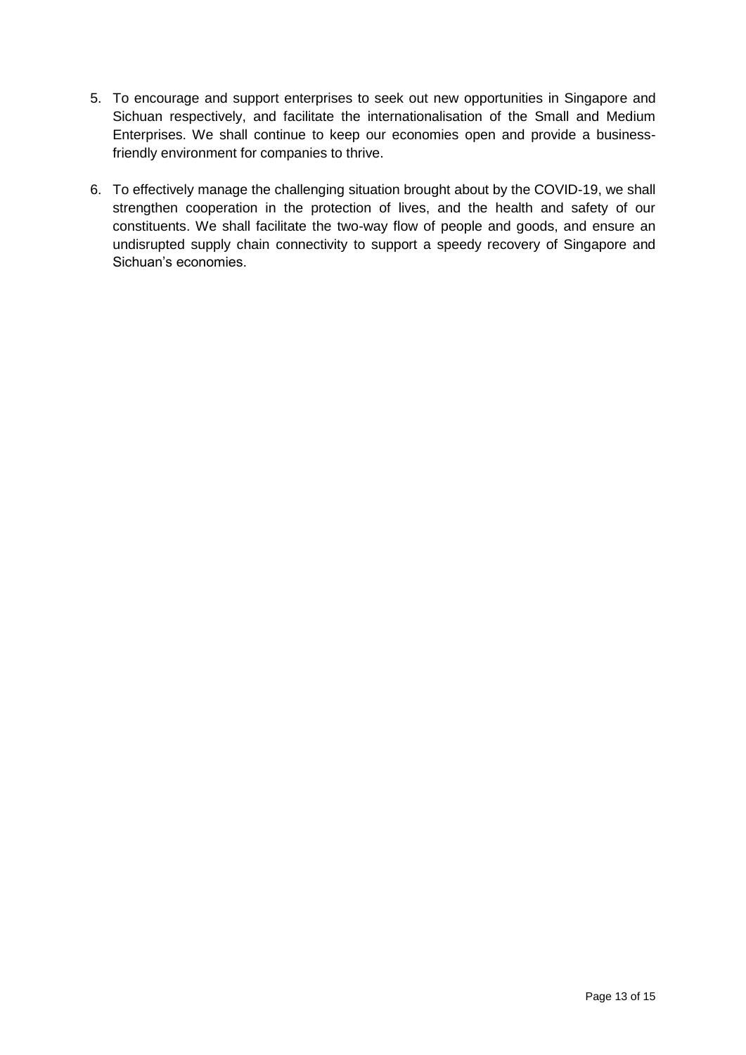5. To encourage and support enterprises to seek out new opportunities in Singapore and Sichuan respectively, and facilitate the internationalisation of the Small and Medium Enterprises. We shall continue to keep our economies open and provide a business-friendly environment for companies to thrive.

6. To effectively manage the challenging situation brought about by the COVID-19, we shall strengthen cooperation in the protection of lives, and the health and safety of our constituents. We shall facilitate the two-way flow of people and goods, and ensure an undisrupted supply chain connectivity to support a speedy recovery of Singapore and Sichuan's economies.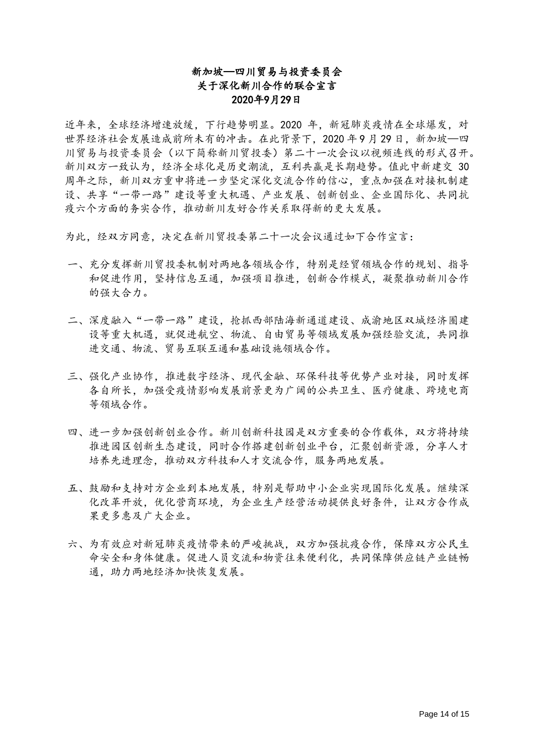**新加坡—四川贸易与投资委员会**
**关于深化新川合作的联合宣言**
**2020年9月29日**

近年来，全球经济增速放缓，下行趋势明显。2020 年，新冠肺炎疫情在全球爆发，对世界经济社会发展造成前所未有的冲击。在此背景下，2020 年 9 月 29 日，新加坡—四川贸易与投资委员会（以下简称新川贸投委）第二十一次会议以视频连线的形式召开。新川双方一致认为，经济全球化是历史潮流，互利共赢是长期趋势。值此中新建交 30 周年之际，新川双方重申将进一步坚定深化交流合作的信心，重点加强在对接机制建设、共享“一带一路”建设等重大机遇、产业发展、创新创业、企业国际化、共同抗疫六个方面的务实合作，推动新川友好合作关系取得新的更大发展。

为此，经双方同意，决定在新川贸投委第二十一次会议通过如下合作宣言：

一、充分发挥新川贸投委机制对两地各领域合作，特别是经贸领域合作的规划、指导和促进作用，坚持信息互通，加强项目推进，创新合作模式，凝聚推动新川合作的强大合力。

二、深度融入“一带一路”建设，抢抓西部陆海新通道建设、成渝地区双城经济圈建设等重大机遇，就促进航空、物流、自由贸易等领域发展加强经验交流，共同推进交通、物流、贸易互联互通和基础设施领域合作。

三、强化产业协作，推进数字经济、现代金融、环保科技等优势产业对接，同时发挥各自所长，加强受疫情影响发展前景更为广阔的公共卫生、医疗健康、跨境电商等领域合作。

四、进一步加强创新创业合作。新川创新科技园是双方重要的合作载体，双方将持续推进园区创新生态建设，同时合作搭建创新创业平台，汇聚创新资源，分享人才培养先进理念，推动双方科技和人才交流合作，服务两地发展。

五、鼓励和支持对方企业到本地发展，特别是帮助中小企业实现国际化发展。继续深化改革开放，优化营商环境，为企业生产经营活动提供良好条件，让双方合作成果更多惠及广大企业。

六、为有效应对新冠肺炎疫情带来的严峻挑战，双方加强抗疫合作，保障双方公民生命安全和身体健康。促进人员交流和物资往来便利化，共同保障供应链产业链畅通，助力两地经济加快恢复发展。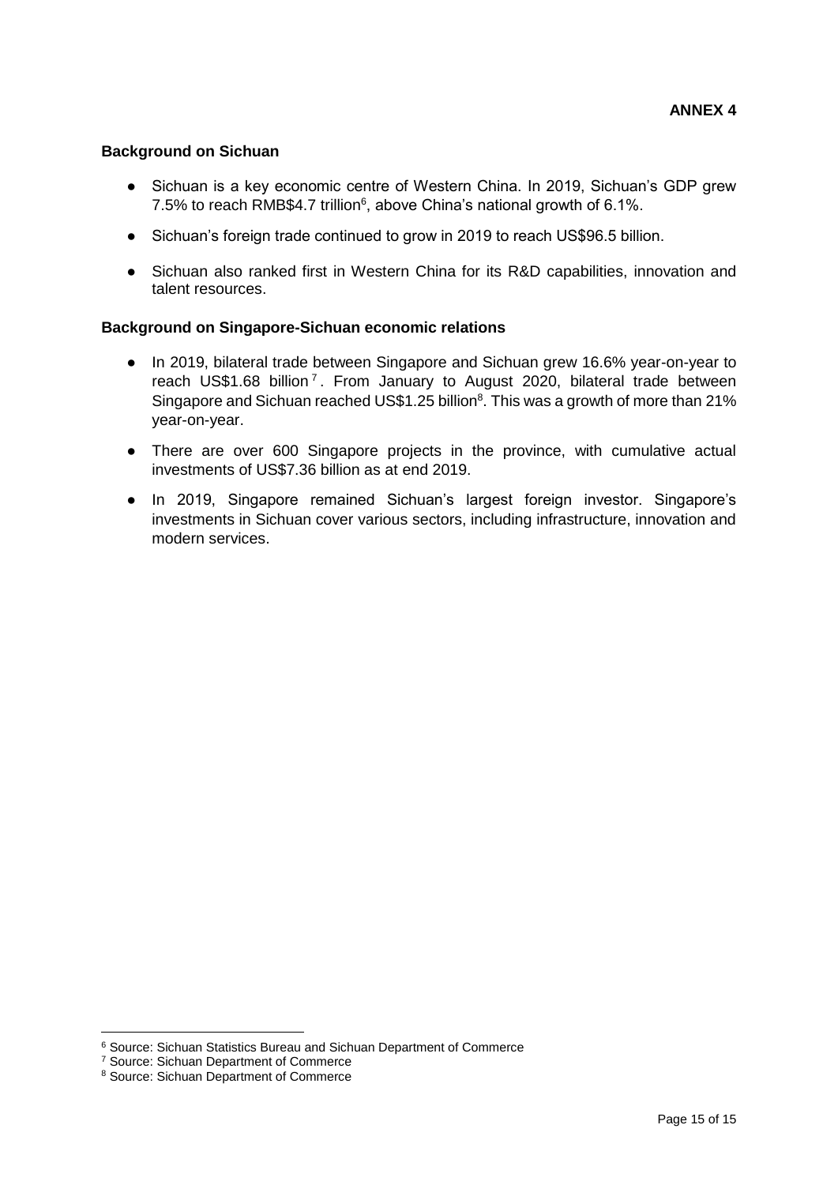**ANNEX 4**

## Background on Sichuan

- Sichuan is a key economic centre of Western China. In 2019, Sichuan's GDP grew 7.5% to reach RMB$4.7 trillion[6], above China's national growth of 6.1%.
- Sichuan's foreign trade continued to grow in 2019 to reach US$96.5 billion.
- Sichuan also ranked first in Western China for its R&D capabilities, innovation and talent resources.

## Background on Singapore-Sichuan economic relations

- In 2019, bilateral trade between Singapore and Sichuan grew 16.6% year-on-year to reach US$1.68 billion[7]. From January to August 2020, bilateral trade between Singapore and Sichuan reached US$1.25 billion[8]. This was a growth of more than 21% year-on-year.
- There are over 600 Singapore projects in the province, with cumulative actual investments of US$7.36 billion as at end 2019.
- In 2019, Singapore remained Sichuan's largest foreign investor. Singapore's investments in Sichuan cover various sectors, including infrastructure, innovation and modern services.

---

[6] Source: Sichuan Statistics Bureau and Sichuan Department of Commerce

[7] Source: Sichuan Department of Commerce

[8] Source: Sichuan Department of Commerce